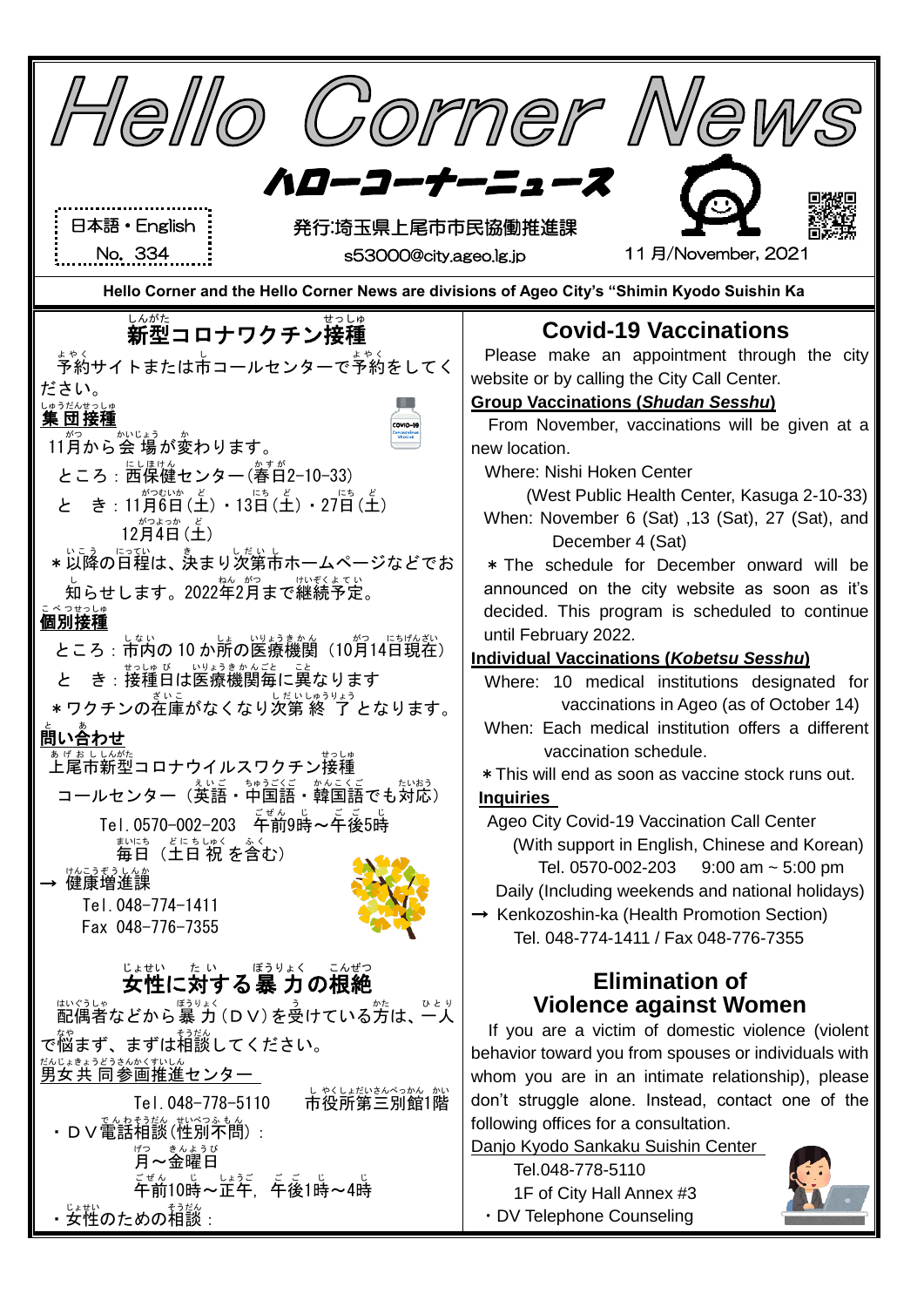# Hello Corner News

## ハローコーナーニュース

日本語・English
No. 334

発行:埼玉県上尾市市民協働推進課
s53000@city.ageo.lg.jp

11 月/November, 2021

**Hello Corner and the Hello Corner News are divisions of Ageo City's "Shimin Kyodo Suishin Ka**

## 新型コロナワクチン接種

予約サイトまたは市コールセンターで予約をしてください。

**集団接種**

11月から会場が変わります。

ところ：西保健センター(春日2-10-33)

と　き：11月6日(土)・13日(土)・27日(土)
12月4日(土)

＊以降の日程は、決まり次第市ホームページなどでお知らせします。2022年2月まで継続予定。

**個別接種**

ところ：市内の 10 か所の医療機関（10月14日現在）

と　き：接種日は医療機関毎に異なります

＊ワクチンの在庫がなくなり次第終了となります。

**問い合わせ**

上尾市新型コロナウイルスワクチン接種コールセンター（英語・中国語・韓国語でも対応）

Tel.0570-002-203　午前9時～午後5時
毎日（土日祝を含む）

→ 健康増進課
Tel.048-774-1411
Fax 048-776-7355

## Covid-19 Vaccinations

Please make an appointment through the city website or by calling the City Call Center.

**Group Vaccinations (*Shudan Sesshu*)**

From November, vaccinations will be given at a new location.

Where: Nishi Hoken Center
(West Public Health Center, Kasuga 2-10-33)

When: November 6 (Sat) ,13 (Sat), 27 (Sat), and December 4 (Sat)

＊The schedule for December onward will be announced on the city website as soon as it's decided. This program is scheduled to continue until February 2022.

**Individual Vaccinations (*Kobetsu Sesshu*)**

Where: 10 medical institutions designated for vaccinations in Ageo (as of October 14)

When: Each medical institution offers a different vaccination schedule.

＊This will end as soon as vaccine stock runs out.

**Inquiries**

Ageo City Covid-19 Vaccination Call Center
(With support in English, Chinese and Korean)
Tel. 0570-002-203　9:00 am ~ 5:00 pm
Daily (Including weekends and national holidays)

→ Kenkozoshin-ka (Health Promotion Section)
Tel. 048-774-1411 / Fax 048-776-7355

## 女性に対する暴力の根絶

配偶者などから暴力（DV）を受けている方は、一人で悩まず、まずは相談してください。

男女共同参画推進センター
Tel.048-778-5110　市役所第三別館1階

・DV電話相談(性別不問)：
月～金曜日
午前10時～正午、午後1時～4時

・女性のための相談：

## Elimination of Violence against Women

If you are a victim of domestic violence (violent behavior toward you from spouses or individuals with whom you are in an intimate relationship), please don't struggle alone. Instead, contact one of the following offices for a consultation.

Danjo Kyodo Sankaku Suishin Center
Tel.048-778-5110
1F of City Hall Annex #3

・DV Telephone Counseling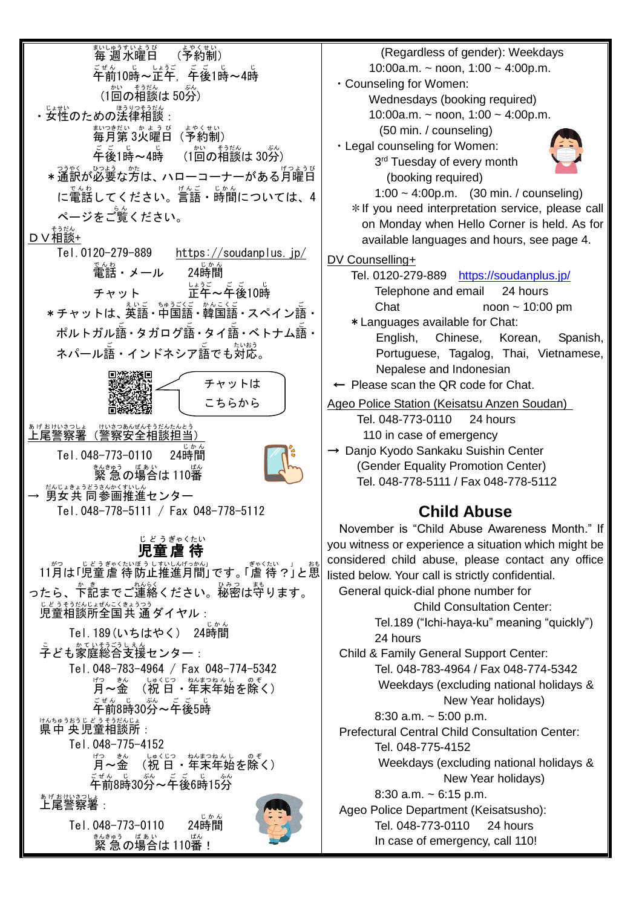毎週水曜日　（予約制）

午前10時～正午，午後1時～4時

（1回の相談は 50分）

・女性のための法律相談：

毎月第 3火曜日 （予約制）

午後1時～4時　（1回の相談は 30分）

＊通訳が必要な方は、ハローコーナーがある月曜日に電話してください。言語・時間については、4ページをご覧ください。

DV相談+

Tel. 0120-279-889　https://soudanplus.jp/

電話・メール　24時間

チャット　正午～午後10時

＊チャットは、英語・中国語・韓国語・スペイン語・ポルトガル語・タガログ語・タイ語・ベトナム語・ネパール語・インドネシア語でも対応。

チャットはこちらから

上尾警察署（警察安全相談担当）

Tel. 048-773-0110　24時間

緊急の場合は 110番

→ 男女共同参画推進センター

Tel. 048-778-5111 / Fax 048-778-5112

## 児童虐待

11月は「児童虐待防止推進月間」です。「虐待？」と思ったら、下記までご連絡ください。秘密は守ります。

児童相談所全国共通ダイヤル：

Tel. 189（いちはやく）　24時間

子ども家庭総合支援センター：

Tel. 048-783-4964 / Fax 048-774-5342

月～金　（祝日・年末年始を除く）

午前8時30分～午後5時

県中央児童相談所：

Tel. 048-775-4152

月～金　（祝日・年末年始を除く）

午前8時30分～午後6時15分

上尾警察署：

Tel. 048-773-0110　24時間

緊急の場合は 110番！

(Regardless of gender): Weekdays

10:00a.m. ~ noon, 1:00 ~ 4:00p.m.

・Counseling for Women:

Wednesdays (booking required)

10:00a.m. ~ noon, 1:00 ~ 4:00p.m.

(50 min. / counseling)

・Legal counseling for Women:

3rd Tuesday of every month

(booking required)

1:00 ~ 4:00p.m.　(30 min. / counseling)

＊If you need interpretation service, please call on Monday when Hello Corner is held. As for available languages and hours, see page 4.

DV Counselling+

Tel. 0120-279-889　https://soudanplus.jp/

Telephone and email　24 hours

Chat　noon ~ 10:00 pm

＊Languages available for Chat:

English, Chinese, Korean, Spanish, Portuguese, Tagalog, Thai, Vietnamese, Nepalese and Indonesian

← Please scan the QR code for Chat.

Ageo Police Station (Keisatsu Anzen Soudan)

Tel. 048-773-0110　24 hours

110 in case of emergency

→ Danjo Kyodo Sankaku Suishin Center

(Gender Equality Promotion Center)

Tel. 048-778-5111 / Fax 048-778-5112

## Child Abuse

November is "Child Abuse Awareness Month." If you witness or experience a situation which might be considered child abuse, please contact any office listed below. Your call is strictly confidential.

General quick-dial phone number for Child Consultation Center:

Tel.189 ("Ichi-haya-ku" meaning "quickly")

24 hours

Child & Family General Support Center:

Tel. 048-783-4964 / Fax 048-774-5342

Weekdays (excluding national holidays & New Year holidays)

8:30 a.m. ~ 5:00 p.m.

Prefectural Central Child Consultation Center:

Tel. 048-775-4152

Weekdays (excluding national holidays & New Year holidays)

8:30 a.m. ~ 6:15 p.m.

Ageo Police Department (Keisatsusho):

Tel. 048-773-0110　24 hours

In case of emergency, call 110!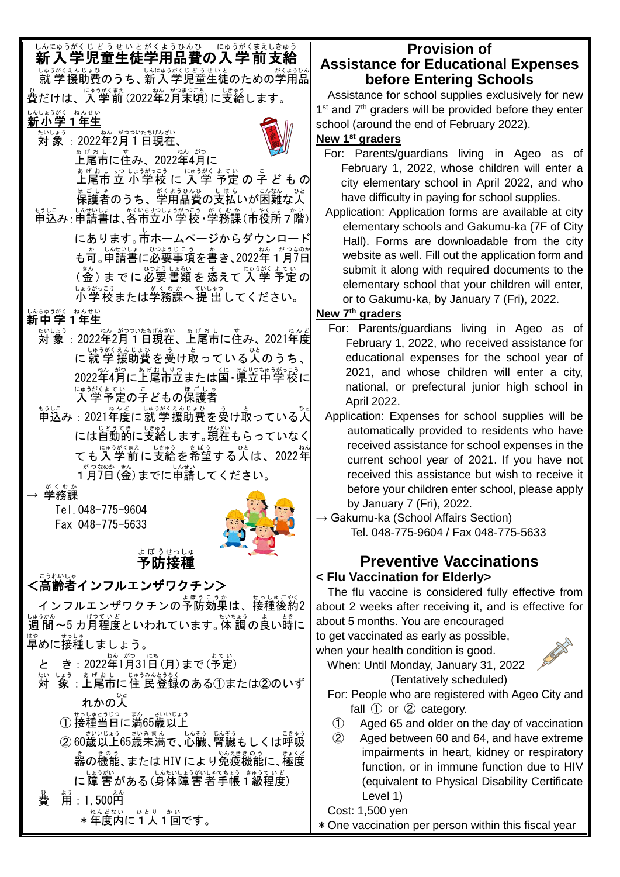# 新入学児童生徒学用品費の入学前支給

就学援助費のうち、新入学児童生徒のための学用品費だけは、入学前(2022年2月末頃)に支給します。

**新小学1年生**

対象：2022年2月1日現在、上尾市に住み、2022年4月に上尾市立小学校に入学予定の子どもの保護者のうち、学用品費の支払いが困難な人

申込み：申請書は、各市立小学校・学務課(市役所7階)にあります。市ホームページからダウンロードも可。申請書に必要事項を書き、2022年1月7日(金)までに必要書類を添えて入学予定の小学校または学務課へ提出してください。

**新中学1年生**

対象：2022年2月1日現在、上尾市に住み、2021年度に就学援助費を受け取っている人のうち、2022年4月に上尾市立または国・県立中学校に入学予定の子どもの保護者

申込み：2021年度に就学援助費を受け取っている人には自動的に支給します。現在もらっていなくても入学前に支給を希望する人は、2022年1月7日(金)までに申請してください。

→ 学務課
Tel. 048-775-9604
Fax 048-775-5633

# 予防接種

## <高齢者インフルエンザワクチン>

インフルエンザワクチンの予防効果は、接種後約2週間～5カ月程度といわれています。体調の良い時に早めに接種しましょう。

と　き：2022年1月31日(月)まで(予定)

対　象：上尾市に住民登録のある①または②のいずれかの人

① 接種当日に満65歳以上

② 60歳以上65歳未満で、心臓、腎臓もしくは呼吸器の機能、またはHIVにより免疫機能に、極度に障害がある(身体障害者手帳1級程度)

費　用：1,500円

＊年度内に1人1回です。

# Provision of Assistance for Educational Expenses before Entering Schools

Assistance for school supplies exclusively for new 1st and 7th graders will be provided before they enter school (around the end of February 2022).

**New 1st graders**

For: Parents/guardians living in Ageo as of February 1, 2022, whose children will enter a city elementary school in April 2022, and who have difficulty in paying for school supplies.

Application: Application forms are available at city elementary schools and Gakumu-ka (7F of City Hall). Forms are downloadable from the city website as well. Fill out the application form and submit it along with required documents to the elementary school that your children will enter, or to Gakumu-ka, by January 7 (Fri), 2022.

**New 7th graders**

For: Parents/guardians living in Ageo as of February 1, 2022, who received assistance for educational expenses for the school year of 2021, and whose children will enter a city, national, or prefectural junior high school in April 2022.

Application: Expenses for school supplies will be automatically provided to residents who have received assistance for school expenses in the current school year of 2021. If you have not received this assistance but wish to receive it before your children enter school, please apply by January 7 (Fri), 2022.

→ Gakumu-ka (School Affairs Section)
Tel. 048-775-9604 / Fax 048-775-5633

# Preventive Vaccinations

## < Flu Vaccination for Elderly>

The flu vaccine is considered fully effective from about 2 weeks after receiving it, and is effective for about 5 months. You are encouraged to get vaccinated as early as possible, when your health condition is good.

When: Until Monday, January 31, 2022 (Tentatively scheduled)

For: People who are registered with Ageo City and fall ① or ② category.

① Aged 65 and older on the day of vaccination

② Aged between 60 and 64, and have extreme impairments in heart, kidney or respiratory function, or in immune function due to HIV (equivalent to Physical Disability Certificate Level 1)

Cost: 1,500 yen

＊One vaccination per person within this fiscal year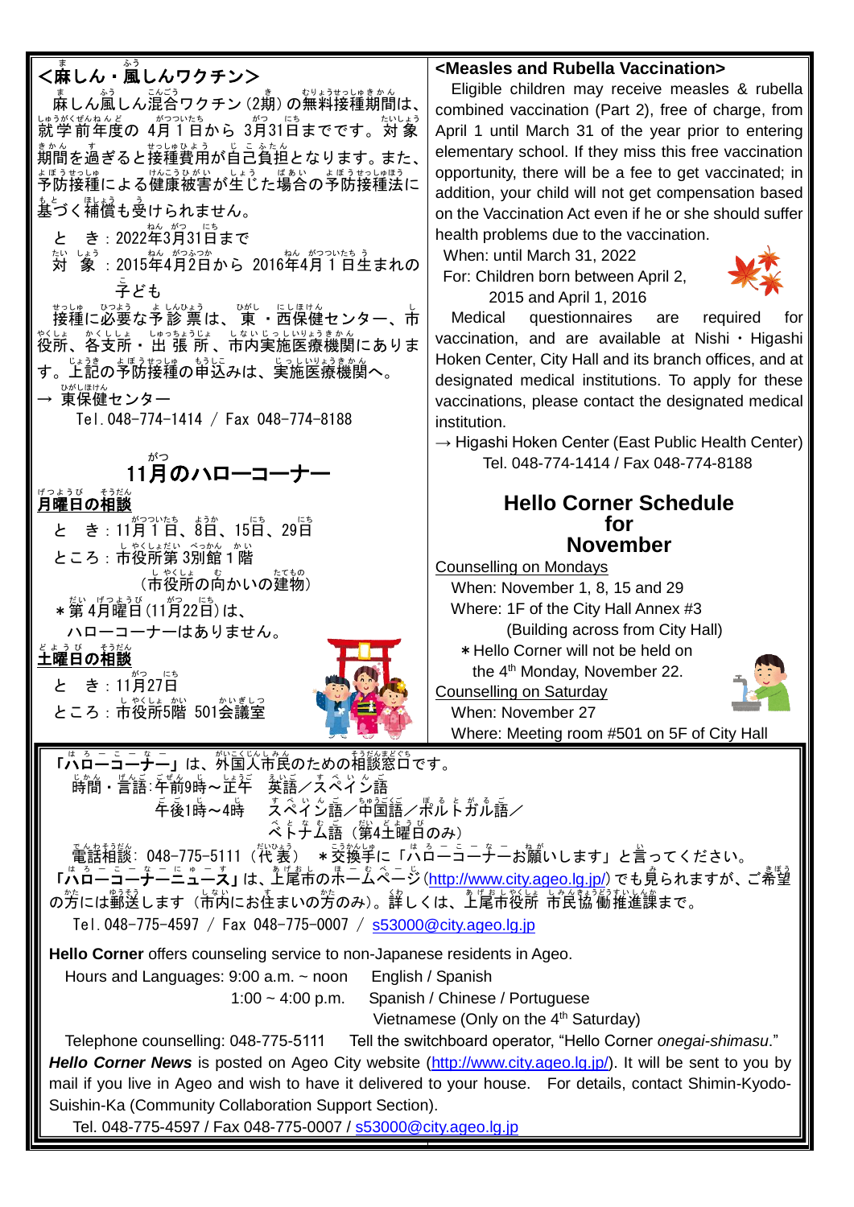## <麻しん・風しんワクチン>

麻しん風しん混合ワクチン（2期）の無料接種期間は、就学前年度の 4月1日から 3月31日までです。対象期間を過ぎると接種費用が自己負担となります。また、予防接種による健康被害が生じた場合の予防接種法に基づく補償も受けられません。

と き：2022年3月31日まで
対 象：2015年4月2日から 2016年4月１日生まれの子ども

接種に必要な予診票は、東・西保健センター、市役所、各支所・出張所、市内実施医療機関にあります。上記の予防接種の申込みは、実施医療機関へ。

→ 東保健センター
Tel.048-774-1414 / Fax 048-774-8188

## <Measles and Rubella Vaccination>

Eligible children may receive measles & rubella combined vaccination (Part 2), free of charge, from April 1 until March 31 of the year prior to entering elementary school. If they miss this free vaccination opportunity, there will be a fee to get vaccinated; in addition, your child will not get compensation based on the Vaccination Act even if he or she should suffer health problems due to the vaccination.

When: until March 31, 2022
For: Children born between April 2, 2015 and April 1, 2016

Medical questionnaires are required for vaccination, and are available at Nishi・Higashi Hoken Center, City Hall and its branch offices, and at designated medical institutions. To apply for these vaccinations, please contact the designated medical institution.

→ Higashi Hoken Center (East Public Health Center)
Tel. 048-774-1414 / Fax 048-774-8188

## 11月のハローコーナー

**月曜日の相談**

と き：11月1日、8日、15日、29日
ところ：市役所第3別館１階
（市役所の向かいの建物）
＊第4月曜日（11月22日）は、ハローコーナーはありません。

**土曜日の相談**

と き：11月27日
ところ：市役所5階 501会議室

## Hello Corner Schedule for November

Counselling on Mondays
When: November 1, 8, 15 and 29
Where: 1F of the City Hall Annex #3
(Building across from City Hall)
＊Hello Corner will not be held on the 4th Monday, November 22.

Counselling on Saturday
When: November 27
Where: Meeting room #501 on 5F of City Hall

「ハローコーナー」は、外国人市民のための相談窓口です。

時間・言語：午前9時～正午　英語／スペイン語
午後1時～4時　スペイン語／中国語／ポルトガル語／ベトナム語（第4土曜日のみ）

電話相談：048-775-5111（代表）　＊交換手に「ハローコーナーお願いします」と言ってください。

「ハローコーナーニュース」は、上尾市のホームページ(http://www.city.ageo.lg.jp/)でも見られますが、ご希望の方には郵送します（市内にお住まいの方のみ）。詳しくは、上尾市役所 市民協働推進課まで。

Tel.048-775-4597 / Fax 048-775-0007 / s53000@city.ageo.lg.jp

**Hello Corner** offers counseling service to non-Japanese residents in Ageo.

Hours and Languages: 9:00 a.m. ~ noon　English / Spanish
1:00 ~ 4:00 p.m.　Spanish / Chinese / Portuguese
Vietnamese (Only on the 4th Saturday)

Telephone counselling: 048-775-5111　Tell the switchboard operator, "Hello Corner *onegai-shimasu*."

***Hello Corner News*** is posted on Ageo City website (http://www.city.ageo.lg.jp/). It will be sent to you by mail if you live in Ageo and wish to have it delivered to your house. For details, contact Shimin-Kyodo-Suishin-Ka (Community Collaboration Support Section).

Tel. 048-775-4597 / Fax 048-775-0007 / s53000@city.ageo.lg.jp